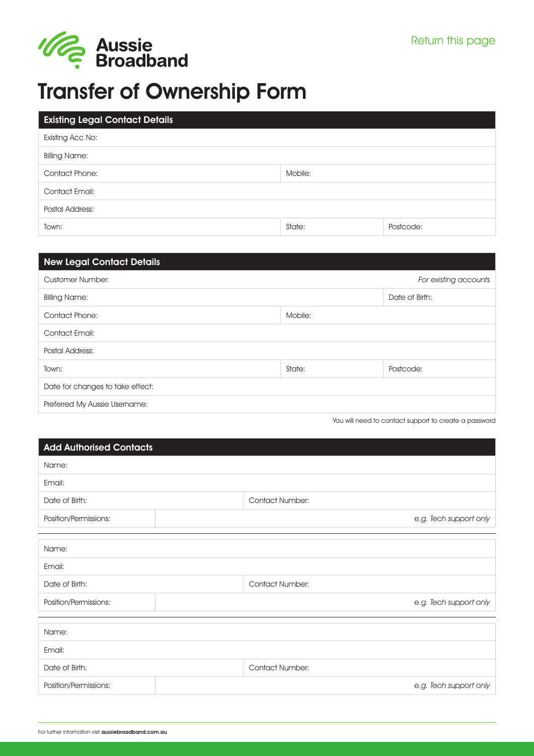Aussie Broadband

Return this page

# Transfer of Ownership Form

| Existing Legal Contact Details | | |
|---|---|---|
| Existing Acc No: | | |
| Billing Name: | | |
| Contact Phone: | Mobile: | |
| Contact Email: | | |
| Postal Address: | | |
| Town: | State: | Postcode: |

| New Legal Contact Details | | |
|---|---|---|
| Customer Number: | | *For existing accounts* |
| Billing Name: | | Date of Birth: |
| Contact Phone: | Mobile: | |
| Contact Email: | | |
| Postal Address: | | |
| Town: | State: | Postcode: |
| Date for changes to take effect: | | |
| Preferred My Aussie Username: | | |

You will need to contact support to create a password

| Add Authorised Contacts | |
|---|---|
| Name: | |
| Email: | |
| Date of Birth: | Contact Number: |
| Position/Permissions: | *e.g. Tech support only* |

| | |
|---|---|
| Name: | |
| Email: | |
| Date of Birth: | Contact Number: |
| Position/Permissions: | *e.g. Tech support only* |

| | |
|---|---|
| Name: | |
| Email: | |
| Date of Birth: | Contact Number: |
| Position/Permissions: | *e.g. Tech support only* |

For further information visit **aussiebroadband.com.au**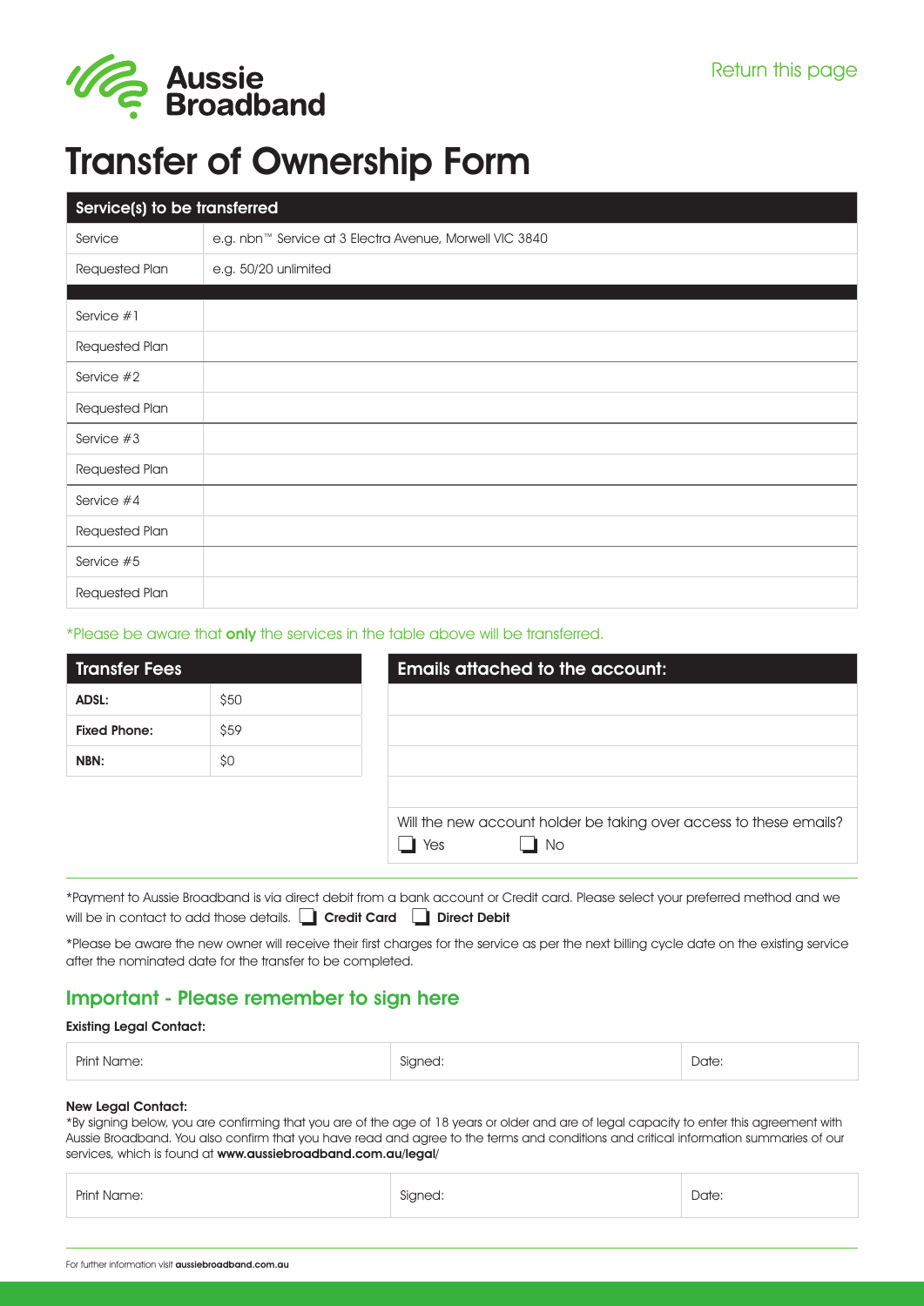Return this page

# Transfer of Ownership Form

| Service(s) to be transferred | |
|---|---|
| Service | e.g. nbn™ Service at 3 Electra Avenue, Morwell VIC 3840 |
| Requested Plan | e.g. 50/20 unlimited |
| | |
| Service #1 | |
| Requested Plan | |
| Service #2 | |
| Requested Plan | |
| Service #3 | |
| Requested Plan | |
| Service #4 | |
| Requested Plan | |
| Service #5 | |
| Requested Plan | |

*Please be aware that **only** the services in the table above will be transferred.

| Transfer Fees | |
|---|---|
| **ADSL:** | $50 |
| **Fixed Phone:** | $59 |
| **NBN:** | $0 |

| Emails attached to the account: |
|---|
| |
| |
| |
| |
| Will the new account holder be taking over access to these emails? ☐ Yes ☐ No |

*Payment to Aussie Broadband is via direct debit from a bank account or Credit card. Please select your preferred method and we will be in contact to add those details. ☐ **Credit Card** ☐ **Direct Debit**

*Please be aware the new owner will receive their first charges for the service as per the next billing cycle date on the existing service after the nominated date for the transfer to be completed.

## Important - Please remember to sign here

**Existing Legal Contact:**

| Print Name: | Signed: | Date: |
|---|---|---|

**New Legal Contact:**

*By signing below, you are confirming that you are of the age of 18 years or older and are of legal capacity to enter this agreement with Aussie Broadband. You also confirm that you have read and agree to the terms and conditions and critical information summaries of our services, which is found at **www.aussiebroadband.com.au/legal**/

| Print Name: | Signed: | Date: |
|---|---|---|

For further information visit **aussiebroadband.com.au**